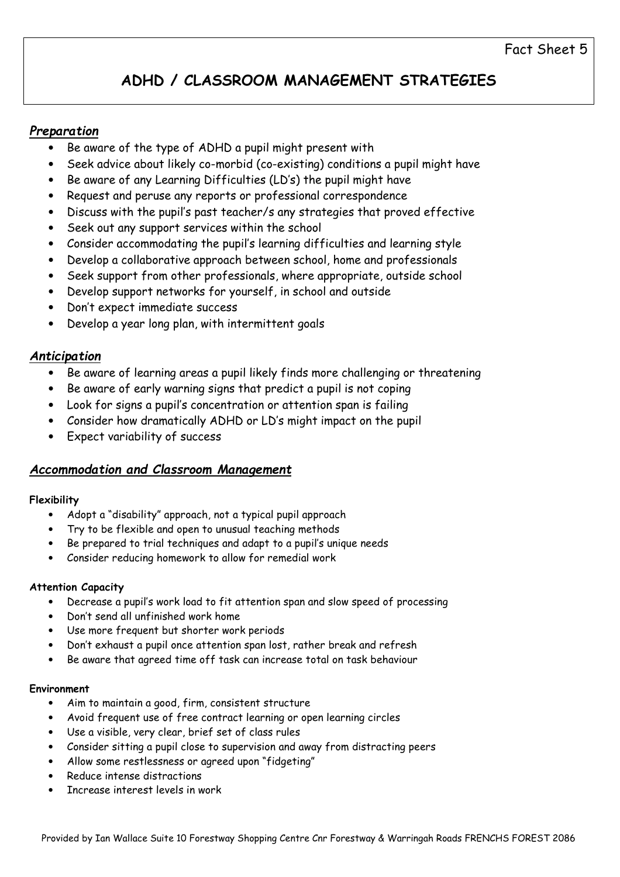Fact Sheet 5

# ADHD / CLASSROOM MANAGEMENT STRATEGIES

## *Preparation*

- Be aware of the type of ADHD a pupil might present with
- Seek advice about likely co-morbid (co-existing) conditions a pupil might have
- Be aware of any Learning Difficulties (LD's) the pupil might have
- Request and peruse any reports or professional correspondence
- Discuss with the pupil's past teacher/s any strategies that proved effective
- Seek out any support services within the school
- Consider accommodating the pupil's learning difficulties and learning style
- Develop a collaborative approach between school, home and professionals
- Seek support from other professionals, where appropriate, outside school
- Develop support networks for yourself, in school and outside
- Don't expect immediate success
- Develop a year long plan, with intermittent goals

## *Anticipation*

- Be aware of learning areas a pupil likely finds more challenging or threatening
- Be aware of early warning signs that predict a pupil is not coping
- Look for signs a pupil's concentration or attention span is failing
- Consider how dramatically ADHD or LD's might impact on the pupil
- Expect variability of success

## *Accommodation and Classroom Management*

### Flexibility

- Adopt a "disability" approach, not a typical pupil approach
- Try to be flexible and open to unusual teaching methods
- Be prepared to trial techniques and adapt to a pupil's unique needs
- Consider reducing homework to allow for remedial work

### Attention Capacity

- Decrease a pupil's work load to fit attention span and slow speed of processing
- Don't send all unfinished work home
- Use more frequent but shorter work periods
- Don't exhaust a pupil once attention span lost, rather break and refresh
- Be aware that agreed time off task can increase total on task behaviour

### Environment

- Aim to maintain a good, firm, consistent structure
- Avoid frequent use of free contract learning or open learning circles
- Use a visible, very clear, brief set of class rules
- Consider sitting a pupil close to supervision and away from distracting peers
- Allow some restlessness or agreed upon "fidgeting"
- Reduce intense distractions
- Increase interest levels in work

Provided by Ian Wallace Suite 10 Forestway Shopping Centre Cnr Forestway & Warringah Roads FRENCHS FOREST 2086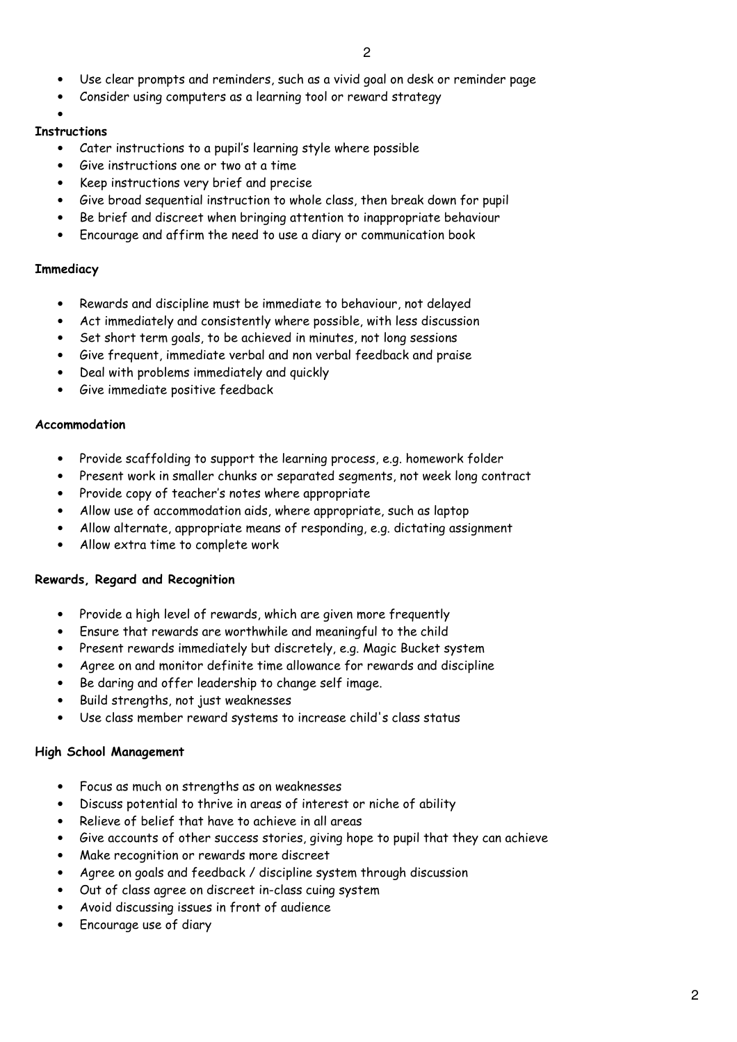- Use clear prompts and reminders, such as a vivid goal on desk or reminder page
- Consider using computers as a learning tool or reward strategy

**Instructions**

- Cater instructions to a pupil's learning style where possible
- Give instructions one or two at a time
- Keep instructions very brief and precise
- Give broad sequential instruction to whole class, then break down for pupil
- Be brief and discreet when bringing attention to inappropriate behaviour
- Encourage and affirm the need to use a diary or communication book

**Immediacy**

- Rewards and discipline must be immediate to behaviour, not delayed
- Act immediately and consistently where possible, with less discussion
- Set short term goals, to be achieved in minutes, not long sessions
- Give frequent, immediate verbal and non verbal feedback and praise
- Deal with problems immediately and quickly
- Give immediate positive feedback

**Accommodation**

- Provide scaffolding to support the learning process, e.g. homework folder
- Present work in smaller chunks or separated segments, not week long contract
- Provide copy of teacher's notes where appropriate
- Allow use of accommodation aids, where appropriate, such as laptop
- Allow alternate, appropriate means of responding, e.g. dictating assignment
- Allow extra time to complete work

**Rewards, Regard and Recognition**

- Provide a high level of rewards, which are given more frequently
- Ensure that rewards are worthwhile and meaningful to the child
- Present rewards immediately but discretely, e.g. Magic Bucket system
- Agree on and monitor definite time allowance for rewards and discipline
- Be daring and offer leadership to change self image.
- Build strengths, not just weaknesses
- Use class member reward systems to increase child's class status

**High School Management**

- Focus as much on strengths as on weaknesses
- Discuss potential to thrive in areas of interest or niche of ability
- Relieve of belief that have to achieve in all areas
- Give accounts of other success stories, giving hope to pupil that they can achieve
- Make recognition or rewards more discreet
- Agree on goals and feedback / discipline system through discussion
- Out of class agree on discreet in-class cuing system
- Avoid discussing issues in front of audience
- Encourage use of diary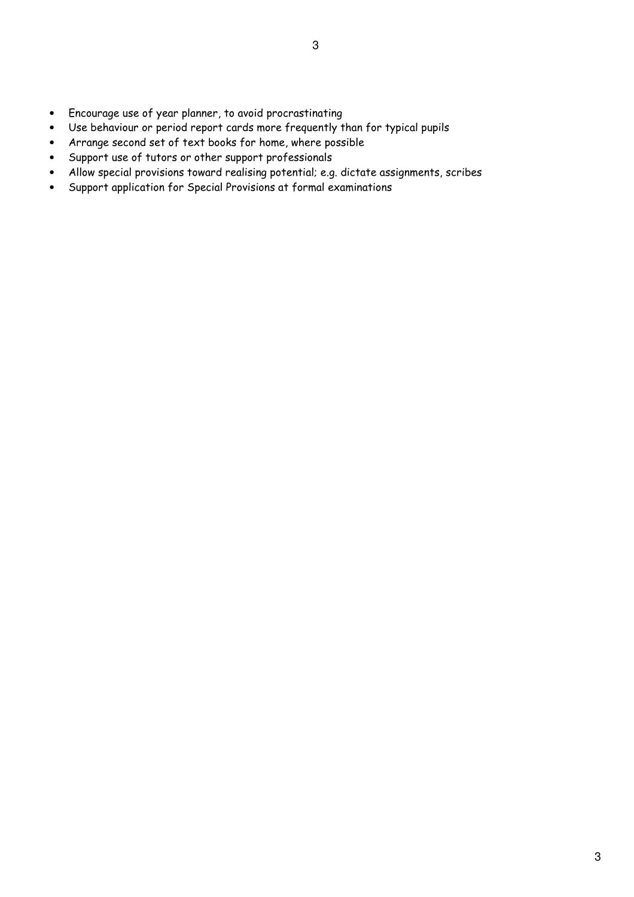- Encourage use of year planner, to avoid procrastinating
- Use behaviour or period report cards more frequently than for typical pupils
- Arrange second set of text books for home, where possible
- Support use of tutors or other support professionals
- Allow special provisions toward realising potential; e.g. dictate assignments, scribes
- Support application for Special Provisions at formal examinations